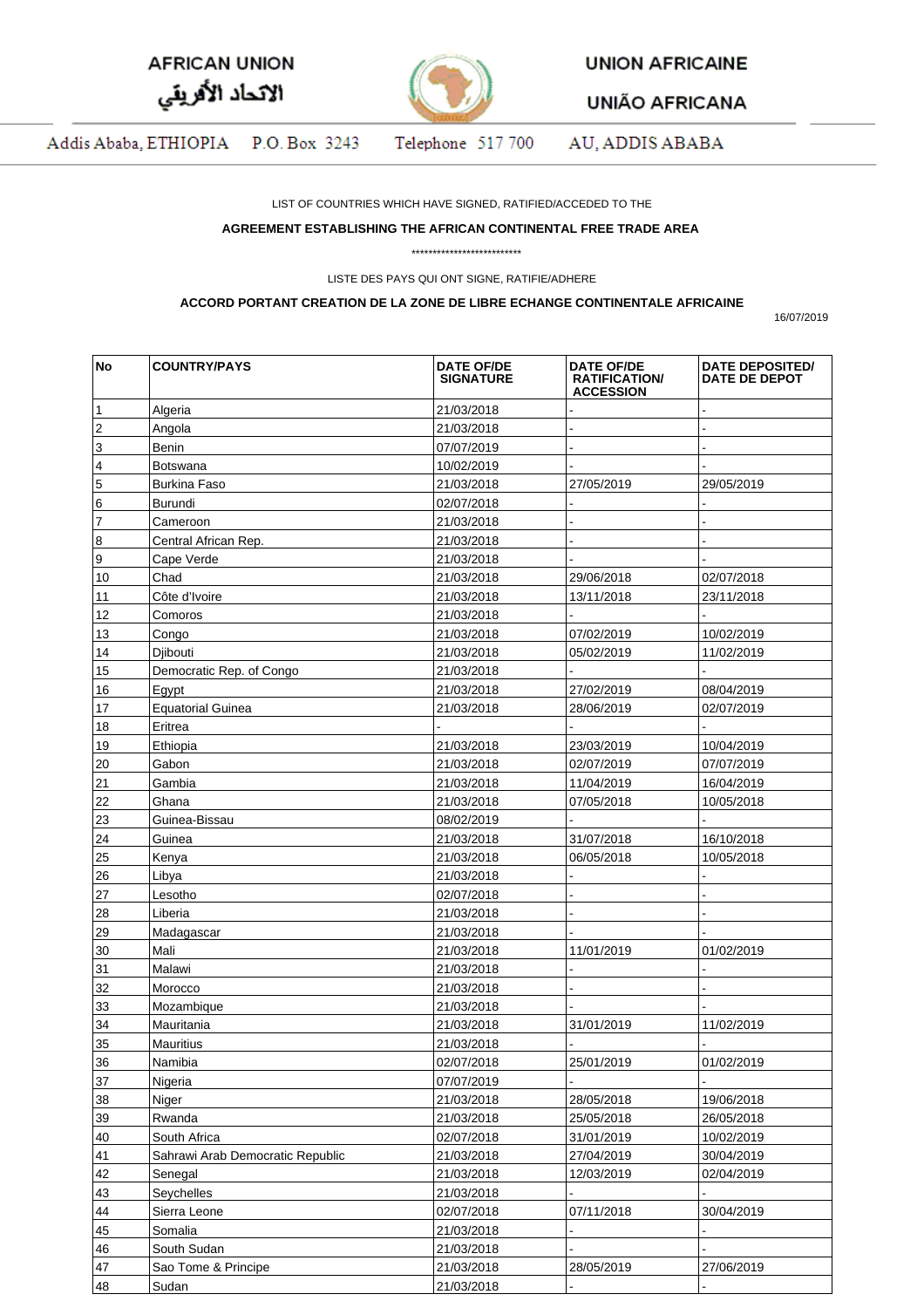AFRICAN UNION
الاتحاد الأفريقي

UNION AFRICAINE

UNIÃO AFRICANA

Addis Ababa, ETHIOPIA P.O. Box 3243 Telephone 517 700 AU, ADDIS ABABA

LIST OF COUNTRIES WHICH HAVE SIGNED, RATIFIED/ACCEDED TO THE

**AGREEMENT ESTABLISHING THE AFRICAN CONTINENTAL FREE TRADE AREA**

*************************

LISTE DES PAYS QUI ONT SIGNE, RATIFIE/ADHERE

**ACCORD PORTANT CREATION DE LA ZONE DE LIBRE ECHANGE CONTINENTALE AFRICAINE**

16/07/2019

| No | COUNTRY/PAYS | DATE OF/DE SIGNATURE | DATE OF/DE RATIFICATION/ ACCESSION | DATE DEPOSITED/ DATE DE DEPOT |
|---|---|---|---|---|
| 1 | Algeria | 21/03/2018 | - | - |
| 2 | Angola | 21/03/2018 | - | - |
| 3 | Benin | 07/07/2019 | - | - |
| 4 | Botswana | 10/02/2019 | - | - |
| 5 | Burkina Faso | 21/03/2018 | 27/05/2019 | 29/05/2019 |
| 6 | Burundi | 02/07/2018 | - | - |
| 7 | Cameroon | 21/03/2018 | - | - |
| 8 | Central African Rep. | 21/03/2018 | - | - |
| 9 | Cape Verde | 21/03/2018 | - | - |
| 10 | Chad | 21/03/2018 | 29/06/2018 | 02/07/2018 |
| 11 | Côte d'Ivoire | 21/03/2018 | 13/11/2018 | 23/11/2018 |
| 12 | Comoros | 21/03/2018 | - | - |
| 13 | Congo | 21/03/2018 | 07/02/2019 | 10/02/2019 |
| 14 | Djibouti | 21/03/2018 | 05/02/2019 | 11/02/2019 |
| 15 | Democratic Rep. of Congo | 21/03/2018 | - | - |
| 16 | Egypt | 21/03/2018 | 27/02/2019 | 08/04/2019 |
| 17 | Equatorial Guinea | 21/03/2018 | 28/06/2019 | 02/07/2019 |
| 18 | Eritrea | - | - | - |
| 19 | Ethiopia | 21/03/2018 | 23/03/2019 | 10/04/2019 |
| 20 | Gabon | 21/03/2018 | 02/07/2019 | 07/07/2019 |
| 21 | Gambia | 21/03/2018 | 11/04/2019 | 16/04/2019 |
| 22 | Ghana | 21/03/2018 | 07/05/2018 | 10/05/2018 |
| 23 | Guinea-Bissau | 08/02/2019 | - | - |
| 24 | Guinea | 21/03/2018 | 31/07/2018 | 16/10/2018 |
| 25 | Kenya | 21/03/2018 | 06/05/2018 | 10/05/2018 |
| 26 | Libya | 21/03/2018 | - | - |
| 27 | Lesotho | 02/07/2018 | - | - |
| 28 | Liberia | 21/03/2018 | - | - |
| 29 | Madagascar | 21/03/2018 | - | - |
| 30 | Mali | 21/03/2018 | 11/01/2019 | 01/02/2019 |
| 31 | Malawi | 21/03/2018 | - | - |
| 32 | Morocco | 21/03/2018 | - | - |
| 33 | Mozambique | 21/03/2018 | - | - |
| 34 | Mauritania | 21/03/2018 | 31/01/2019 | 11/02/2019 |
| 35 | Mauritius | 21/03/2018 | - | - |
| 36 | Namibia | 02/07/2018 | 25/01/2019 | 01/02/2019 |
| 37 | Nigeria | 07/07/2019 | - | - |
| 38 | Niger | 21/03/2018 | 28/05/2018 | 19/06/2018 |
| 39 | Rwanda | 21/03/2018 | 25/05/2018 | 26/05/2018 |
| 40 | South Africa | 02/07/2018 | 31/01/2019 | 10/02/2019 |
| 41 | Sahrawi Arab Democratic Republic | 21/03/2018 | 27/04/2019 | 30/04/2019 |
| 42 | Senegal | 21/03/2018 | 12/03/2019 | 02/04/2019 |
| 43 | Seychelles | 21/03/2018 | - | - |
| 44 | Sierra Leone | 02/07/2018 | 07/11/2018 | 30/04/2019 |
| 45 | Somalia | 21/03/2018 | - | - |
| 46 | South Sudan | 21/03/2018 | - | - |
| 47 | Sao Tome & Principe | 21/03/2018 | 28/05/2019 | 27/06/2019 |
| 48 | Sudan | 21/03/2018 | - | - |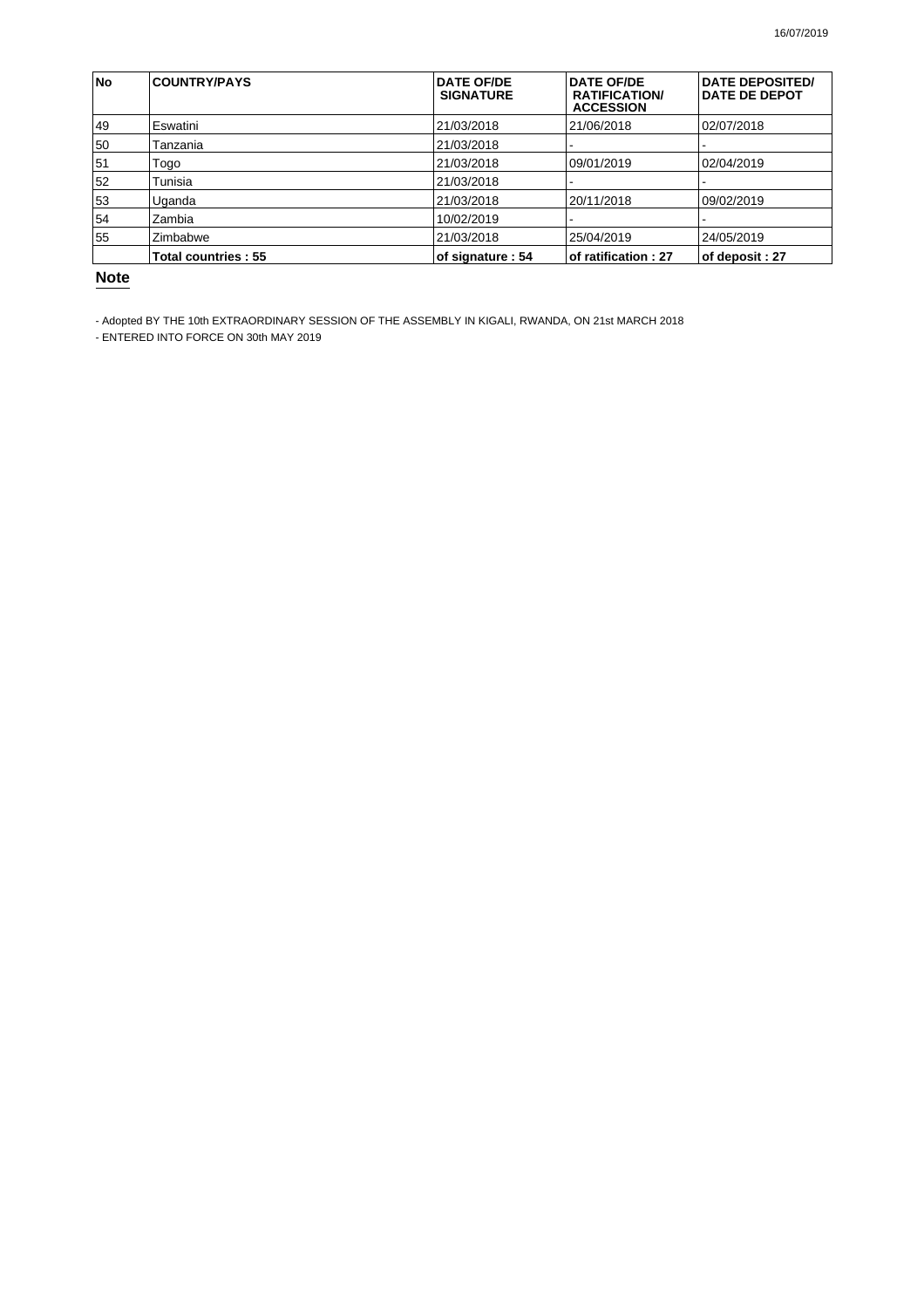| No | COUNTRY/PAYS | DATE OF/DE SIGNATURE | DATE OF/DE RATIFICATION/ ACCESSION | DATE DEPOSITED/ DATE DE DEPOT |
|---|---|---|---|---|
| 49 | Eswatini | 21/03/2018 | 21/06/2018 | 02/07/2018 |
| 50 | Tanzania | 21/03/2018 | - | - |
| 51 | Togo | 21/03/2018 | 09/01/2019 | 02/04/2019 |
| 52 | Tunisia | 21/03/2018 | - | - |
| 53 | Uganda | 21/03/2018 | 20/11/2018 | 09/02/2019 |
| 54 | Zambia | 10/02/2019 | - | - |
| 55 | Zimbabwe | 21/03/2018 | 25/04/2019 | 24/05/2019 |
| | **Total countries : 55** | **of signature : 54** | **of ratification : 27** | **of deposit : 27** |

## Note

- Adopted BY THE 10th EXTRAORDINARY SESSION OF THE ASSEMBLY IN KIGALI, RWANDA, ON 21st MARCH 2018

- ENTERED INTO FORCE ON 30th MAY 2019